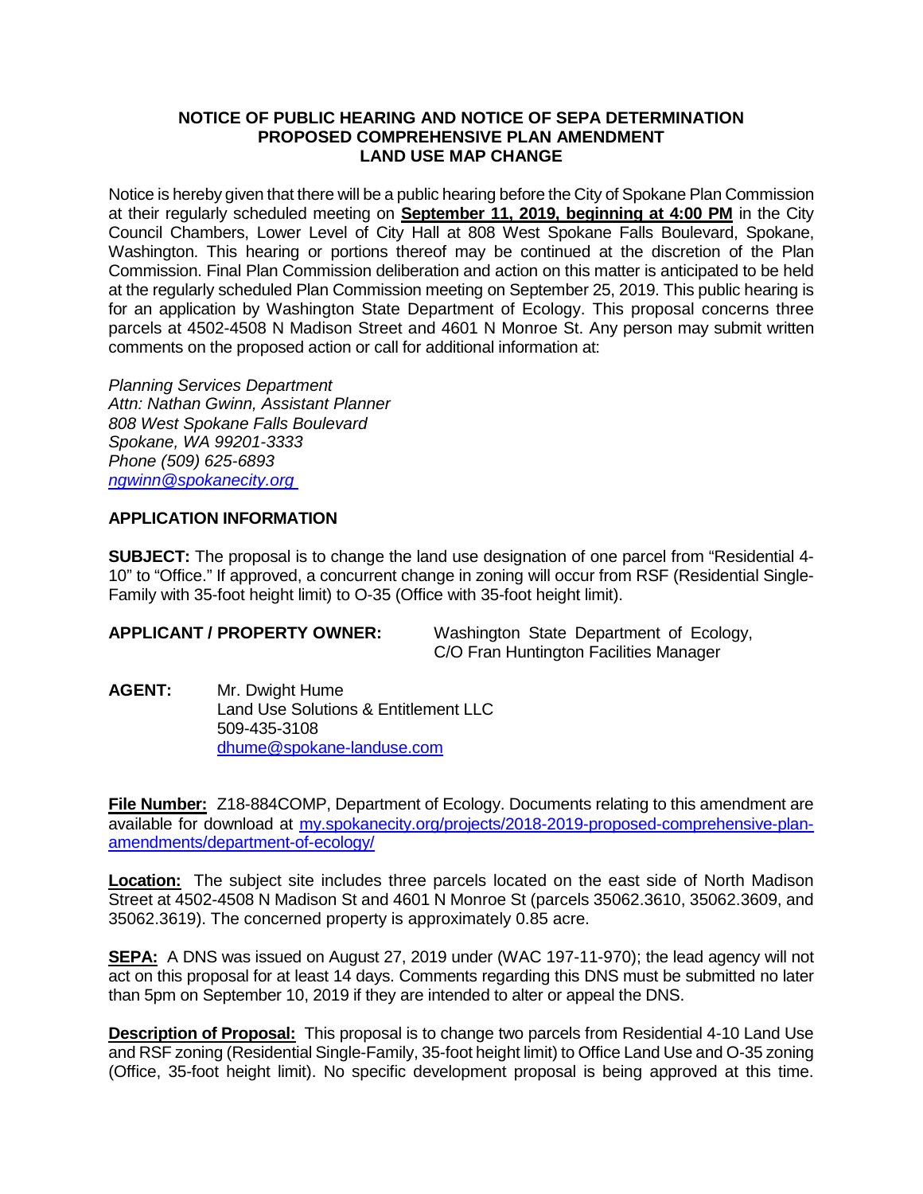**NOTICE OF PUBLIC HEARING AND NOTICE OF SEPA DETERMINATION**
**PROPOSED COMPREHENSIVE PLAN AMENDMENT**
**LAND USE MAP CHANGE**

Notice is hereby given that there will be a public hearing before the City of Spokane Plan Commission at their regularly scheduled meeting on **September 11, 2019, beginning at 4:00 PM** in the City Council Chambers, Lower Level of City Hall at 808 West Spokane Falls Boulevard, Spokane, Washington. This hearing or portions thereof may be continued at the discretion of the Plan Commission. Final Plan Commission deliberation and action on this matter is anticipated to be held at the regularly scheduled Plan Commission meeting on September 25, 2019. This public hearing is for an application by Washington State Department of Ecology. This proposal concerns three parcels at 4502-4508 N Madison Street and 4601 N Monroe St. Any person may submit written comments on the proposed action or call for additional information at:

*Planning Services Department*
*Attn: Nathan Gwinn, Assistant Planner*
*808 West Spokane Falls Boulevard*
*Spokane, WA 99201-3333*
*Phone (509) 625-6893*
*ngwinn@spokanecity.org*

**APPLICATION INFORMATION**

**SUBJECT:** The proposal is to change the land use designation of one parcel from "Residential 4-10" to "Office." If approved, a concurrent change in zoning will occur from RSF (Residential Single-Family with 35-foot height limit) to O-35 (Office with 35-foot height limit).

**APPLICANT / PROPERTY OWNER:** Washington State Department of Ecology, C/O Fran Huntington Facilities Manager

**AGENT:** Mr. Dwight Hume
Land Use Solutions & Entitlement LLC
509-435-3108
dhume@spokane-landuse.com

**File Number:** Z18-884COMP, Department of Ecology. Documents relating to this amendment are available for download at my.spokanecity.org/projects/2018-2019-proposed-comprehensive-plan-amendments/department-of-ecology/

**Location:** The subject site includes three parcels located on the east side of North Madison Street at 4502-4508 N Madison St and 4601 N Monroe St (parcels 35062.3610, 35062.3609, and 35062.3619). The concerned property is approximately 0.85 acre.

**SEPA:** A DNS was issued on August 27, 2019 under (WAC 197-11-970); the lead agency will not act on this proposal for at least 14 days. Comments regarding this DNS must be submitted no later than 5pm on September 10, 2019 if they are intended to alter or appeal the DNS.

**Description of Proposal:** This proposal is to change two parcels from Residential 4-10 Land Use and RSF zoning (Residential Single-Family, 35-foot height limit) to Office Land Use and O-35 zoning (Office, 35-foot height limit). No specific development proposal is being approved at this time.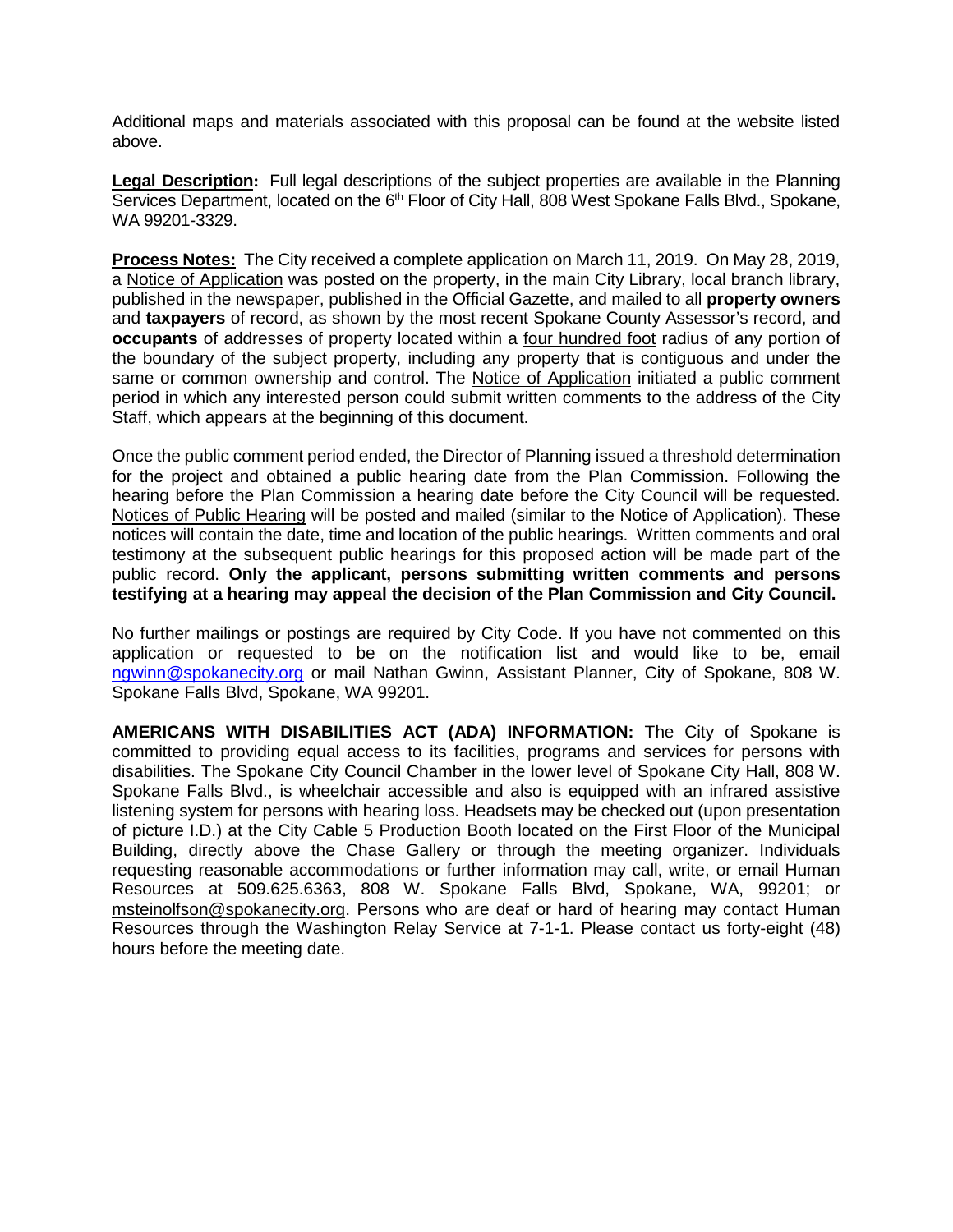Additional maps and materials associated with this proposal can be found at the website listed above.

**Legal Description:** Full legal descriptions of the subject properties are available in the Planning Services Department, located on the 6th Floor of City Hall, 808 West Spokane Falls Blvd., Spokane, WA 99201-3329.

**Process Notes:** The City received a complete application on March 11, 2019. On May 28, 2019, a Notice of Application was posted on the property, in the main City Library, local branch library, published in the newspaper, published in the Official Gazette, and mailed to all **property owners** and **taxpayers** of record, as shown by the most recent Spokane County Assessor's record, and **occupants** of addresses of property located within a four hundred foot radius of any portion of the boundary of the subject property, including any property that is contiguous and under the same or common ownership and control. The Notice of Application initiated a public comment period in which any interested person could submit written comments to the address of the City Staff, which appears at the beginning of this document.

Once the public comment period ended, the Director of Planning issued a threshold determination for the project and obtained a public hearing date from the Plan Commission. Following the hearing before the Plan Commission a hearing date before the City Council will be requested. Notices of Public Hearing will be posted and mailed (similar to the Notice of Application). These notices will contain the date, time and location of the public hearings. Written comments and oral testimony at the subsequent public hearings for this proposed action will be made part of the public record. **Only the applicant, persons submitting written comments and persons testifying at a hearing may appeal the decision of the Plan Commission and City Council.**

No further mailings or postings are required by City Code. If you have not commented on this application or requested to be on the notification list and would like to be, email ngwinn@spokanecity.org or mail Nathan Gwinn, Assistant Planner, City of Spokane, 808 W. Spokane Falls Blvd, Spokane, WA 99201.

**AMERICANS WITH DISABILITIES ACT (ADA) INFORMATION:** The City of Spokane is committed to providing equal access to its facilities, programs and services for persons with disabilities. The Spokane City Council Chamber in the lower level of Spokane City Hall, 808 W. Spokane Falls Blvd., is wheelchair accessible and also is equipped with an infrared assistive listening system for persons with hearing loss. Headsets may be checked out (upon presentation of picture I.D.) at the City Cable 5 Production Booth located on the First Floor of the Municipal Building, directly above the Chase Gallery or through the meeting organizer. Individuals requesting reasonable accommodations or further information may call, write, or email Human Resources at 509.625.6363, 808 W. Spokane Falls Blvd, Spokane, WA, 99201; or msteinolfson@spokanecity.org. Persons who are deaf or hard of hearing may contact Human Resources through the Washington Relay Service at 7-1-1. Please contact us forty-eight (48) hours before the meeting date.